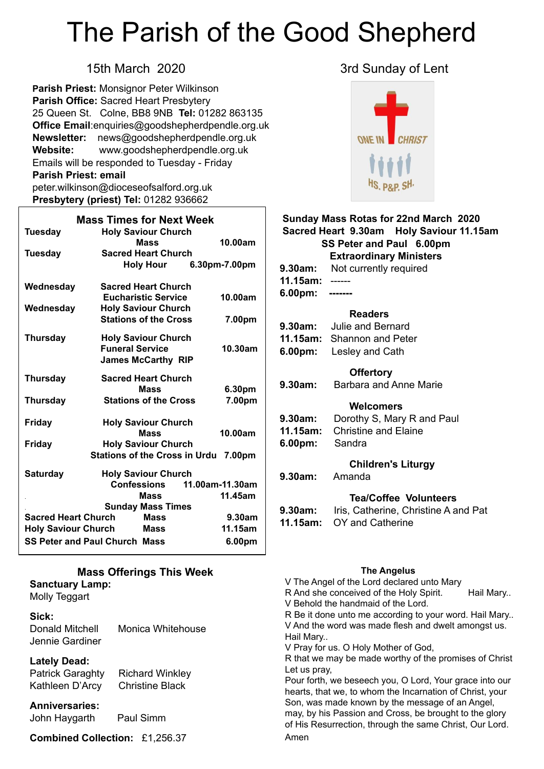# The Parish of the Good Shepherd

15th March 2020

3rd Sunday of Lent

**Parish Priest:** Monsignor Peter Wilkinson
**Parish Office:** Sacred Heart Presbytery
25 Queen St. Colne, BB8 9NB **Tel:** 01282 863135
**Office Email**:enquiries@goodshepherdpendle.org.uk
**Newsletter:** news@goodshepherdpendle.org.uk
**Website:** www.goodshepherdpendle.org.uk
Emails will be responded to Tuesday - Friday
**Parish Priest: email**
peter.wilkinson@dioceseofsalford.org.uk
**Presbytery (priest) Tel:** 01282 936662

ONE IN CHRIST
HS. P&P. SH.

## Mass Times for Next Week

| Day | Church / Service | Time |
|---|---|---|
| **Tuesday** | **Holy Saviour Church** **Mass** | **10.00am** |
| **Tuesday** | **Sacred Heart Church** **Holy Hour** | **6.30pm-7.00pm** |
| **Wednesday** | **Sacred Heart Church** **Eucharistic Service** | **10.00am** |
| **Wednesday** | **Holy Saviour Church** **Stations of the Cross** | **7.00pm** |
| **Thursday** | **Holy Saviour Church** **Funeral Service** **James McCarthy RIP** | **10.30am** |
| **Thursday** | **Sacred Heart Church** **Mass** | **6.30pm** |
| **Thursday** | **Stations of the Cross** | **7.00pm** |
| **Friday** | **Holy Saviour Church** **Mass** | **10.00am** |
| **Friday** | **Holy Saviour Church** **Stations of the Cross in Urdu** | **7.00pm** |
| **Saturday** | **Holy Saviour Church** **Confessions** | **11.00am-11.30am** |
| | **Mass** | **11.45am** |

**Sunday Mass Times**

| Church | | Time |
|---|---|---|
| **Sacred Heart Church** | **Mass** | **9.30am** |
| **Holy Saviour Church** | **Mass** | **11.15am** |
| **SS Peter and Paul Church** | **Mass** | **6.00pm** |

## Sunday Mass Rotas for 22nd March 2020

**Sacred Heart 9.30am Holy Saviour 11.15am**
**SS Peter and Paul 6.00pm**

**Extraordinary Ministers**
**9.30am:** Not currently required
**11.15am:** ------
**6.00pm:** -------

**Readers**
**9.30am:** Julie and Bernard
**11.15am:** Shannon and Peter
**6.00pm:** Lesley and Cath

**Offertory**
**9.30am:** Barbara and Anne Marie

**Welcomers**
**9.30am:** Dorothy S, Mary R and Paul
**11.15am:** Christine and Elaine
**6.00pm:** Sandra

**Children's Liturgy**
**9.30am:** Amanda

**Tea/Coffee Volunteers**
**9.30am:** Iris, Catherine, Christine A and Pat
**11.15am:** OY and Catherine

## Mass Offerings This Week

**Sanctuary Lamp:**
Molly Teggart

**Sick:**
Donald Mitchell Monica Whitehouse
Jennie Gardiner

**Lately Dead:**
Patrick Garaghty Richard Winkley
Kathleen D'Arcy Christine Black

**Anniversaries:**
John Haygarth Paul Simm

**Combined Collection:** £1,256.37

### The Angelus

V The Angel of the Lord declared unto Mary
R And she conceived of the Holy Spirit. Hail Mary..
V Behold the handmaid of the Lord.
R Be it done unto me according to your word. Hail Mary..
V And the word was made flesh and dwelt amongst us.
Hail Mary..
V Pray for us. O Holy Mother of God,
R that we may be made worthy of the promises of Christ
Let us pray,
Pour forth, we beseech you, O Lord, Your grace into our hearts, that we, to whom the Incarnation of Christ, your Son, was made known by the message of an Angel, may, by his Passion and Cross, be brought to the glory of His Resurrection, through the same Christ, Our Lord.
Amen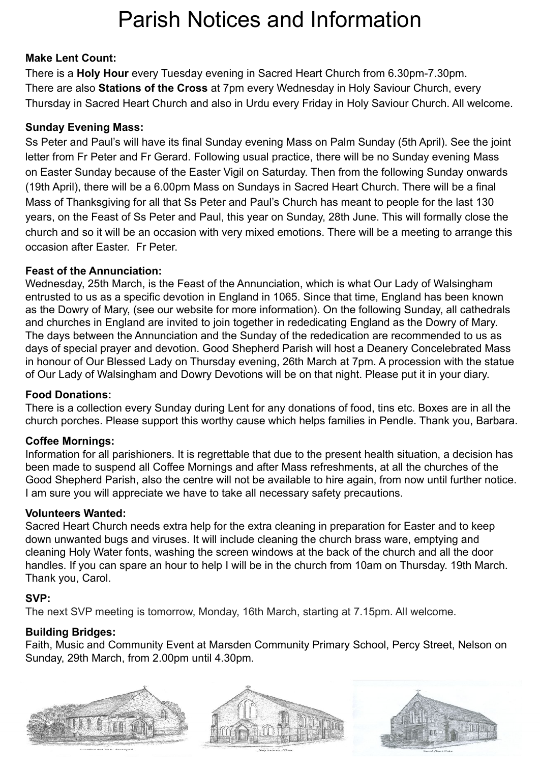# Parish Notices and Information

**Make Lent Count:**

There is a **Holy Hour** every Tuesday evening in Sacred Heart Church from 6.30pm-7.30pm. There are also **Stations of the Cross** at 7pm every Wednesday in Holy Saviour Church, every Thursday in Sacred Heart Church and also in Urdu every Friday in Holy Saviour Church. All welcome.

**Sunday Evening Mass:**

Ss Peter and Paul's will have its final Sunday evening Mass on Palm Sunday (5th April). See the joint letter from Fr Peter and Fr Gerard. Following usual practice, there will be no Sunday evening Mass on Easter Sunday because of the Easter Vigil on Saturday. Then from the following Sunday onwards (19th April), there will be a 6.00pm Mass on Sundays in Sacred Heart Church. There will be a final Mass of Thanksgiving for all that Ss Peter and Paul's Church has meant to people for the last 130 years, on the Feast of Ss Peter and Paul, this year on Sunday, 28th June. This will formally close the church and so it will be an occasion with very mixed emotions. There will be a meeting to arrange this occasion after Easter. Fr Peter.

**Feast of the Annunciation:**

Wednesday, 25th March, is the Feast of the Annunciation, which is what Our Lady of Walsingham entrusted to us as a specific devotion in England in 1065. Since that time, England has been known as the Dowry of Mary, (see our website for more information). On the following Sunday, all cathedrals and churches in England are invited to join together in rededicating England as the Dowry of Mary. The days between the Annunciation and the Sunday of the rededication are recommended to us as days of special prayer and devotion. Good Shepherd Parish will host a Deanery Concelebrated Mass in honour of Our Blessed Lady on Thursday evening, 26th March at 7pm. A procession with the statue of Our Lady of Walsingham and Dowry Devotions will be on that night. Please put it in your diary.

**Food Donations:**

There is a collection every Sunday during Lent for any donations of food, tins etc. Boxes are in all the church porches. Please support this worthy cause which helps families in Pendle. Thank you, Barbara.

**Coffee Mornings:**

Information for all parishioners. It is regrettable that due to the present health situation, a decision has been made to suspend all Coffee Mornings and after Mass refreshments, at all the churches of the Good Shepherd Parish, also the centre will not be available to hire again, from now until further notice. I am sure you will appreciate we have to take all necessary safety precautions.

**Volunteers Wanted:**

Sacred Heart Church needs extra help for the extra cleaning in preparation for Easter and to keep down unwanted bugs and viruses. It will include cleaning the church brass ware, emptying and cleaning Holy Water fonts, washing the screen windows at the back of the church and all the door handles. If you can spare an hour to help I will be in the church from 10am on Thursday. 19th March. Thank you, Carol.

**SVP:**

The next SVP meeting is tomorrow, Monday, 16th March, starting at 7.15pm. All welcome.

**Building Bridges:**

Faith, Music and Community Event at Marsden Community Primary School, Percy Street, Nelson on Sunday, 29th March, from 2.00pm until 4.30pm.